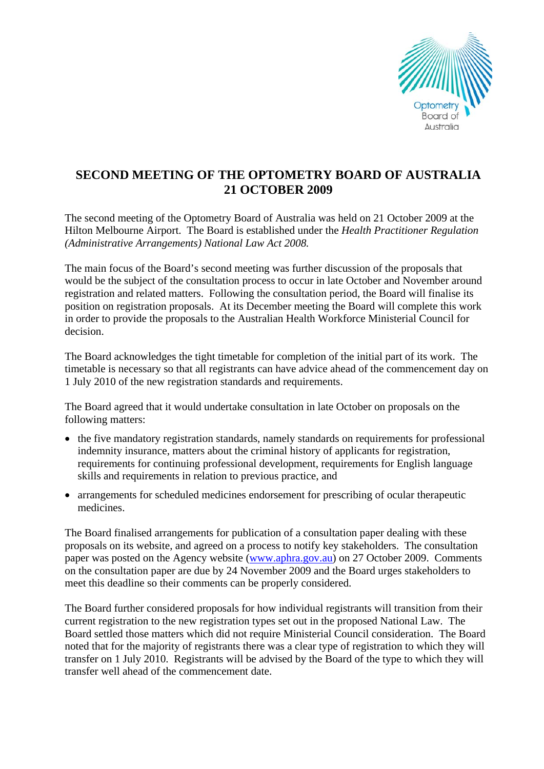# SECOND MEETING OF THE OPTOMETRY BOARD OF AUSTRALIA 21 OCTOBER 2009

The second meeting of the Optometry Board of Australia was held on 21 October 2009 at the Hilton Melbourne Airport. The Board is established under the *Health Practitioner Regulation (Administrative Arrangements) National Law Act 2008.*

The main focus of the Board's second meeting was further discussion of the proposals that would be the subject of the consultation process to occur in late October and November around registration and related matters. Following the consultation period, the Board will finalise its position on registration proposals. At its December meeting the Board will complete this work in order to provide the proposals to the Australian Health Workforce Ministerial Council for decision.

The Board acknowledges the tight timetable for completion of the initial part of its work. The timetable is necessary so that all registrants can have advice ahead of the commencement day on 1 July 2010 of the new registration standards and requirements.

The Board agreed that it would undertake consultation in late October on proposals on the following matters:

- the five mandatory registration standards, namely standards on requirements for professional indemnity insurance, matters about the criminal history of applicants for registration, requirements for continuing professional development, requirements for English language skills and requirements in relation to previous practice, and
- arrangements for scheduled medicines endorsement for prescribing of ocular therapeutic medicines.

The Board finalised arrangements for publication of a consultation paper dealing with these proposals on its website, and agreed on a process to notify key stakeholders. The consultation paper was posted on the Agency website (www.aphra.gov.au) on 27 October 2009. Comments on the consultation paper are due by 24 November 2009 and the Board urges stakeholders to meet this deadline so their comments can be properly considered.

The Board further considered proposals for how individual registrants will transition from their current registration to the new registration types set out in the proposed National Law. The Board settled those matters which did not require Ministerial Council consideration. The Board noted that for the majority of registrants there was a clear type of registration to which they will transfer on 1 July 2010. Registrants will be advised by the Board of the type to which they will transfer well ahead of the commencement date.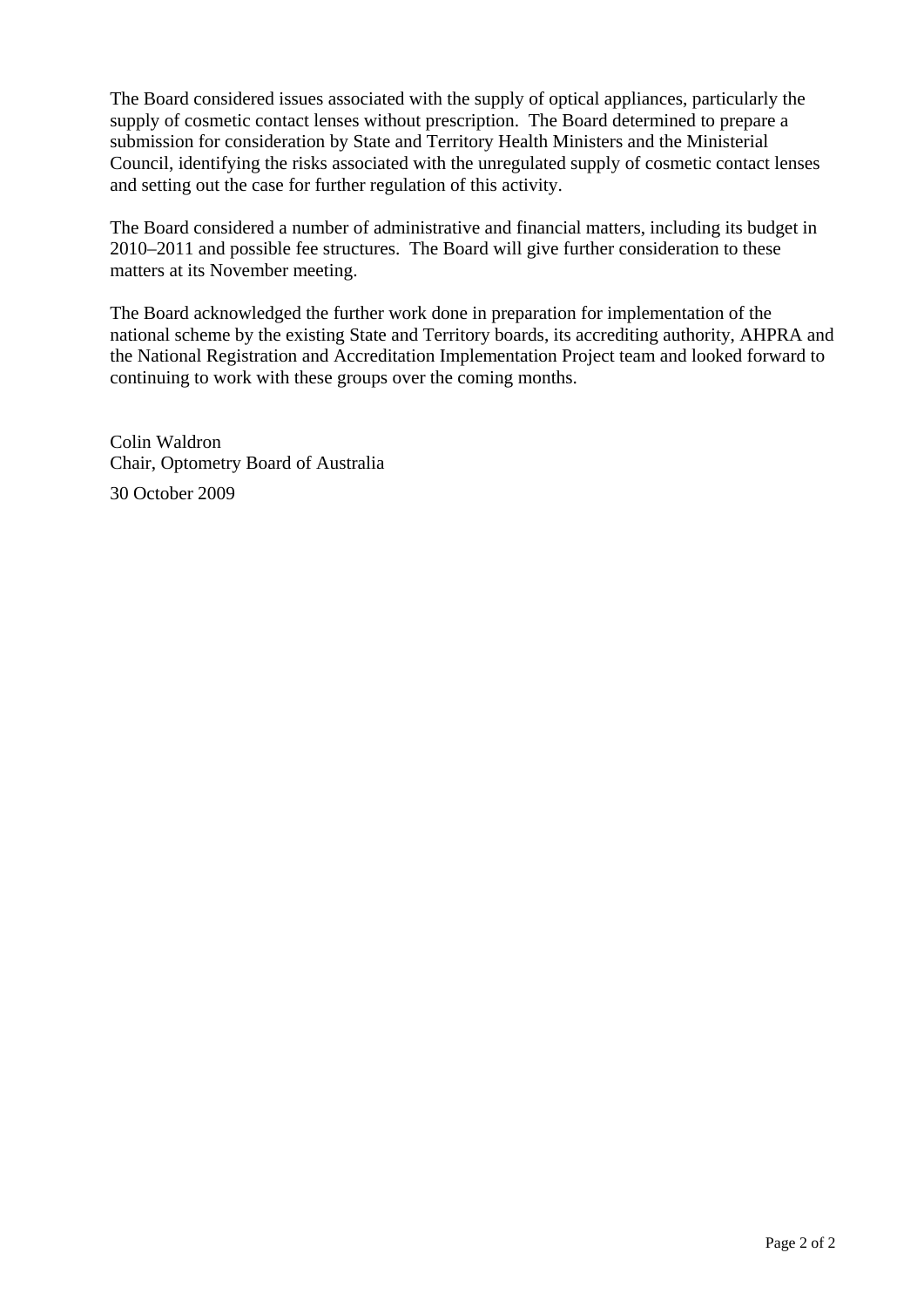The Board considered issues associated with the supply of optical appliances, particularly the supply of cosmetic contact lenses without prescription. The Board determined to prepare a submission for consideration by State and Territory Health Ministers and the Ministerial Council, identifying the risks associated with the unregulated supply of cosmetic contact lenses and setting out the case for further regulation of this activity.

The Board considered a number of administrative and financial matters, including its budget in 2010–2011 and possible fee structures. The Board will give further consideration to these matters at its November meeting.

The Board acknowledged the further work done in preparation for implementation of the national scheme by the existing State and Territory boards, its accrediting authority, AHPRA and the National Registration and Accreditation Implementation Project team and looked forward to continuing to work with these groups over the coming months.

Colin Waldron
Chair, Optometry Board of Australia

30 October 2009